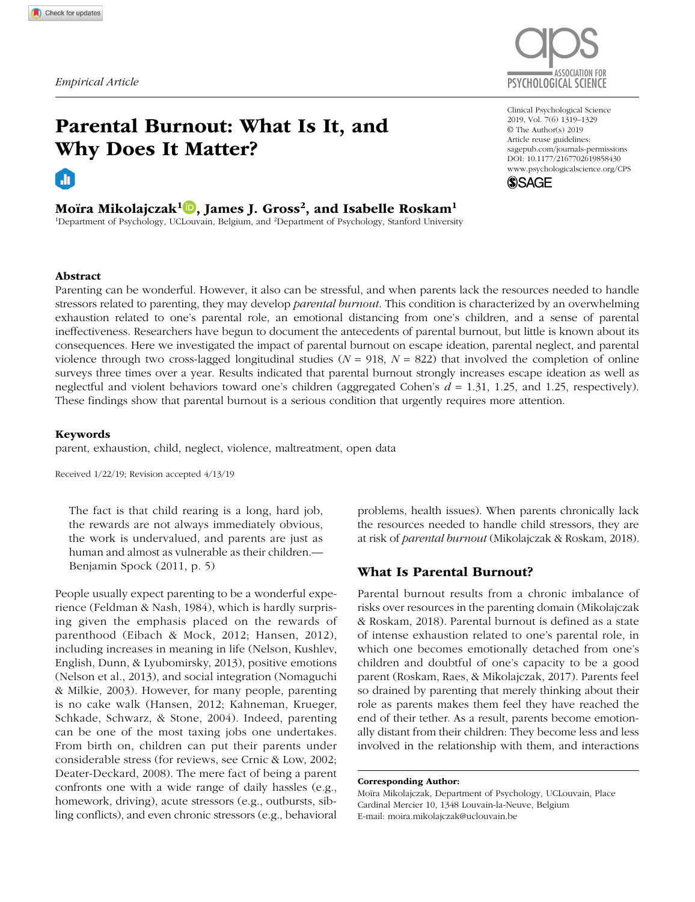*Empirical Article*

# Parental Burnout: What Is It, and Why Does It Matter?

**Moïra Mikolajczak[1], James J. Gross[2], and Isabelle Roskam[1]**

[1]Department of Psychology, UCLouvain, Belgium, and [2]Department of Psychology, Stanford University

Clinical Psychological Science
2019, Vol. 7(6) 1319–1329
© The Author(s) 2019
Article reuse guidelines:
sagepub.com/journals-permissions
DOI: 10.1177/2167702619858430
www.psychologicalscience.org/CPS

## Abstract

Parenting can be wonderful. However, it also can be stressful, and when parents lack the resources needed to handle stressors related to parenting, they may develop *parental burnout*. This condition is characterized by an overwhelming exhaustion related to one's parental role, an emotional distancing from one's children, and a sense of parental ineffectiveness. Researchers have begun to document the antecedents of parental burnout, but little is known about its consequences. Here we investigated the impact of parental burnout on escape ideation, parental neglect, and parental violence through two cross-lagged longitudinal studies ($N$ = 918, $N$ = 822) that involved the completion of online surveys three times over a year. Results indicated that parental burnout strongly increases escape ideation as well as neglectful and violent behaviors toward one's children (aggregated Cohen's $d$ = 1.31, 1.25, and 1.25, respectively). These findings show that parental burnout is a serious condition that urgently requires more attention.

### Keywords

parent, exhaustion, child, neglect, violence, maltreatment, open data

Received 1/22/19; Revision accepted 4/13/19

> The fact is that child rearing is a long, hard job, the rewards are not always immediately obvious, the work is undervalued, and parents are just as human and almost as vulnerable as their children.—Benjamin Spock (2011, p. 5)

People usually expect parenting to be a wonderful experience (Feldman & Nash, 1984), which is hardly surprising given the emphasis placed on the rewards of parenthood (Eibach & Mock, 2012; Hansen, 2012), including increases in meaning in life (Nelson, Kushlev, English, Dunn, & Lyubomirsky, 2013), positive emotions (Nelson et al., 2013), and social integration (Nomaguchi & Milkie, 2003). However, for many people, parenting is no cake walk (Hansen, 2012; Kahneman, Krueger, Schkade, Schwarz, & Stone, 2004). Indeed, parenting can be one of the most taxing jobs one undertakes. From birth on, children can put their parents under considerable stress (for reviews, see Crnic & Low, 2002; Deater-Deckard, 2008). The mere fact of being a parent confronts one with a wide range of daily hassles (e.g., homework, driving), acute stressors (e.g., outbursts, sibling conflicts), and even chronic stressors (e.g., behavioral problems, health issues). When parents chronically lack the resources needed to handle child stressors, they are at risk of *parental burnout* (Mikolajczak & Roskam, 2018).

## What Is Parental Burnout?

Parental burnout results from a chronic imbalance of risks over resources in the parenting domain (Mikolajczak & Roskam, 2018). Parental burnout is defined as a state of intense exhaustion related to one's parental role, in which one becomes emotionally detached from one's children and doubtful of one's capacity to be a good parent (Roskam, Raes, & Mikolajczak, 2017). Parents feel so drained by parenting that merely thinking about their role as parents makes them feel they have reached the end of their tether. As a result, parents become emotionally distant from their children: They become less and less involved in the relationship with them, and interactions

**Corresponding Author:**
Moïra Mikolajczak, Department of Psychology, UCLouvain, Place Cardinal Mercier 10, 1348 Louvain-la-Neuve, Belgium
E-mail: moira.mikolajczak@uclouvain.be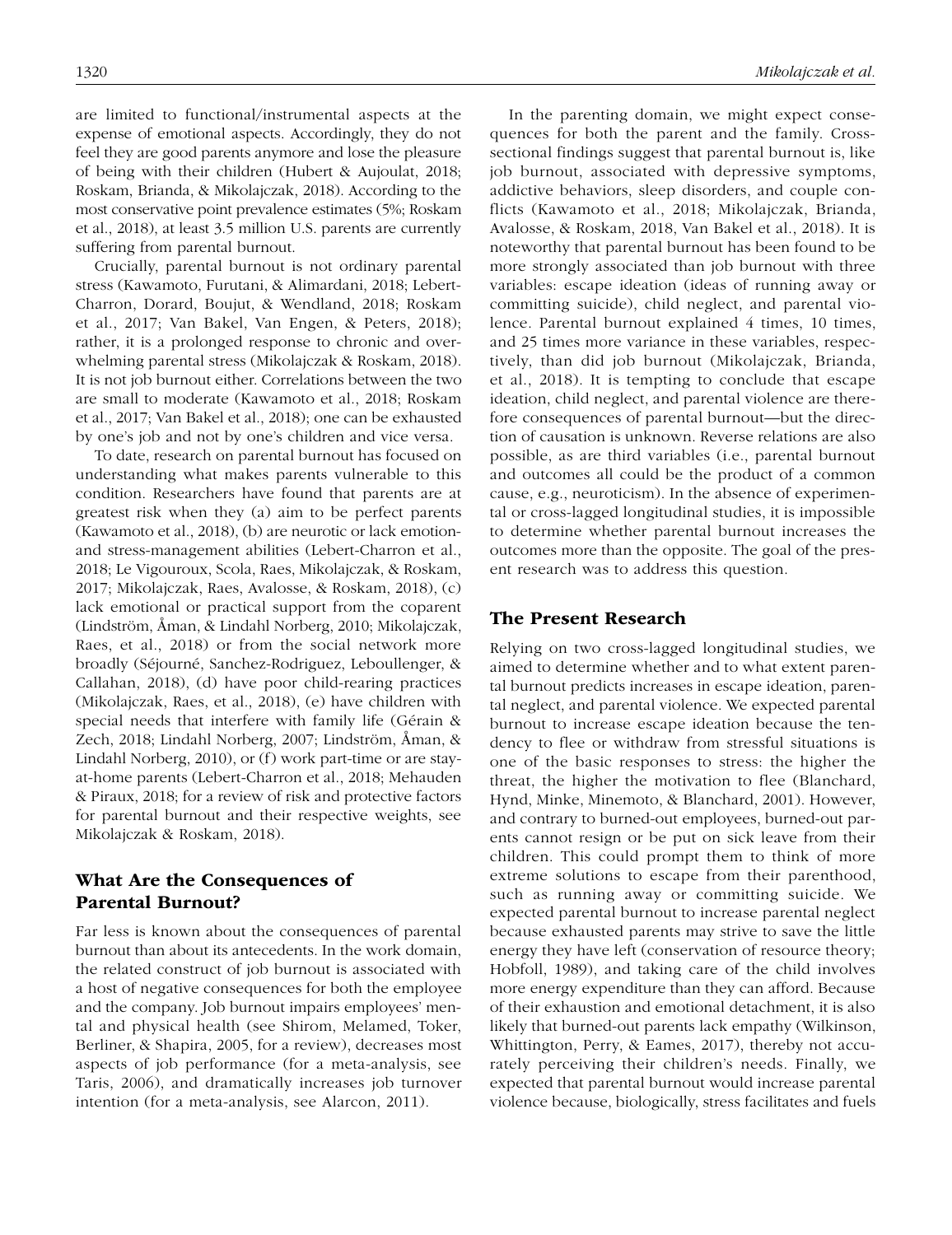are limited to functional/instrumental aspects at the expense of emotional aspects. Accordingly, they do not feel they are good parents anymore and lose the pleasure of being with their children (Hubert & Aujoulat, 2018; Roskam, Brianda, & Mikolajczak, 2018). According to the most conservative point prevalence estimates (5%; Roskam et al., 2018), at least 3.5 million U.S. parents are currently suffering from parental burnout.

Crucially, parental burnout is not ordinary parental stress (Kawamoto, Furutani, & Alimardani, 2018; Lebert-Charron, Dorard, Boujut, & Wendland, 2018; Roskam et al., 2017; Van Bakel, Van Engen, & Peters, 2018); rather, it is a prolonged response to chronic and overwhelming parental stress (Mikolajczak & Roskam, 2018). It is not job burnout either. Correlations between the two are small to moderate (Kawamoto et al., 2018; Roskam et al., 2017; Van Bakel et al., 2018); one can be exhausted by one's job and not by one's children and vice versa.

To date, research on parental burnout has focused on understanding what makes parents vulnerable to this condition. Researchers have found that parents are at greatest risk when they (a) aim to be perfect parents (Kawamoto et al., 2018), (b) are neurotic or lack emotion- and stress-management abilities (Lebert-Charron et al., 2018; Le Vigouroux, Scola, Raes, Mikolajczak, & Roskam, 2017; Mikolajczak, Raes, Avalosse, & Roskam, 2018), (c) lack emotional or practical support from the coparent (Lindström, Åman, & Lindahl Norberg, 2010; Mikolajczak, Raes, et al., 2018) or from the social network more broadly (Séjourné, Sanchez-Rodriguez, Leboullenger, & Callahan, 2018), (d) have poor child-rearing practices (Mikolajczak, Raes, et al., 2018), (e) have children with special needs that interfere with family life (Gérain & Zech, 2018; Lindahl Norberg, 2007; Lindström, Åman, & Lindahl Norberg, 2010), or (f) work part-time or are stay-at-home parents (Lebert-Charron et al., 2018; Mehauden & Piraux, 2018; for a review of risk and protective factors for parental burnout and their respective weights, see Mikolajczak & Roskam, 2018).

## What Are the Consequences of Parental Burnout?

Far less is known about the consequences of parental burnout than about its antecedents. In the work domain, the related construct of job burnout is associated with a host of negative consequences for both the employee and the company. Job burnout impairs employees' mental and physical health (see Shirom, Melamed, Toker, Berliner, & Shapira, 2005, for a review), decreases most aspects of job performance (for a meta-analysis, see Taris, 2006), and dramatically increases job turnover intention (for a meta-analysis, see Alarcon, 2011).

In the parenting domain, we might expect consequences for both the parent and the family. Cross-sectional findings suggest that parental burnout is, like job burnout, associated with depressive symptoms, addictive behaviors, sleep disorders, and couple conflicts (Kawamoto et al., 2018; Mikolajczak, Brianda, Avalosse, & Roskam, 2018, Van Bakel et al., 2018). It is noteworthy that parental burnout has been found to be more strongly associated than job burnout with three variables: escape ideation (ideas of running away or committing suicide), child neglect, and parental violence. Parental burnout explained 4 times, 10 times, and 25 times more variance in these variables, respectively, than did job burnout (Mikolajczak, Brianda, et al., 2018). It is tempting to conclude that escape ideation, child neglect, and parental violence are therefore consequences of parental burnout—but the direction of causation is unknown. Reverse relations are also possible, as are third variables (i.e., parental burnout and outcomes all could be the product of a common cause, e.g., neuroticism). In the absence of experimental or cross-lagged longitudinal studies, it is impossible to determine whether parental burnout increases the outcomes more than the opposite. The goal of the present research was to address this question.

## The Present Research

Relying on two cross-lagged longitudinal studies, we aimed to determine whether and to what extent parental burnout predicts increases in escape ideation, parental neglect, and parental violence. We expected parental burnout to increase escape ideation because the tendency to flee or withdraw from stressful situations is one of the basic responses to stress: the higher the threat, the higher the motivation to flee (Blanchard, Hynd, Minke, Minemoto, & Blanchard, 2001). However, and contrary to burned-out employees, burned-out parents cannot resign or be put on sick leave from their children. This could prompt them to think of more extreme solutions to escape from their parenthood, such as running away or committing suicide. We expected parental burnout to increase parental neglect because exhausted parents may strive to save the little energy they have left (conservation of resource theory; Hobfoll, 1989), and taking care of the child involves more energy expenditure than they can afford. Because of their exhaustion and emotional detachment, it is also likely that burned-out parents lack empathy (Wilkinson, Whittington, Perry, & Eames, 2017), thereby not accurately perceiving their children's needs. Finally, we expected that parental burnout would increase parental violence because, biologically, stress facilitates and fuels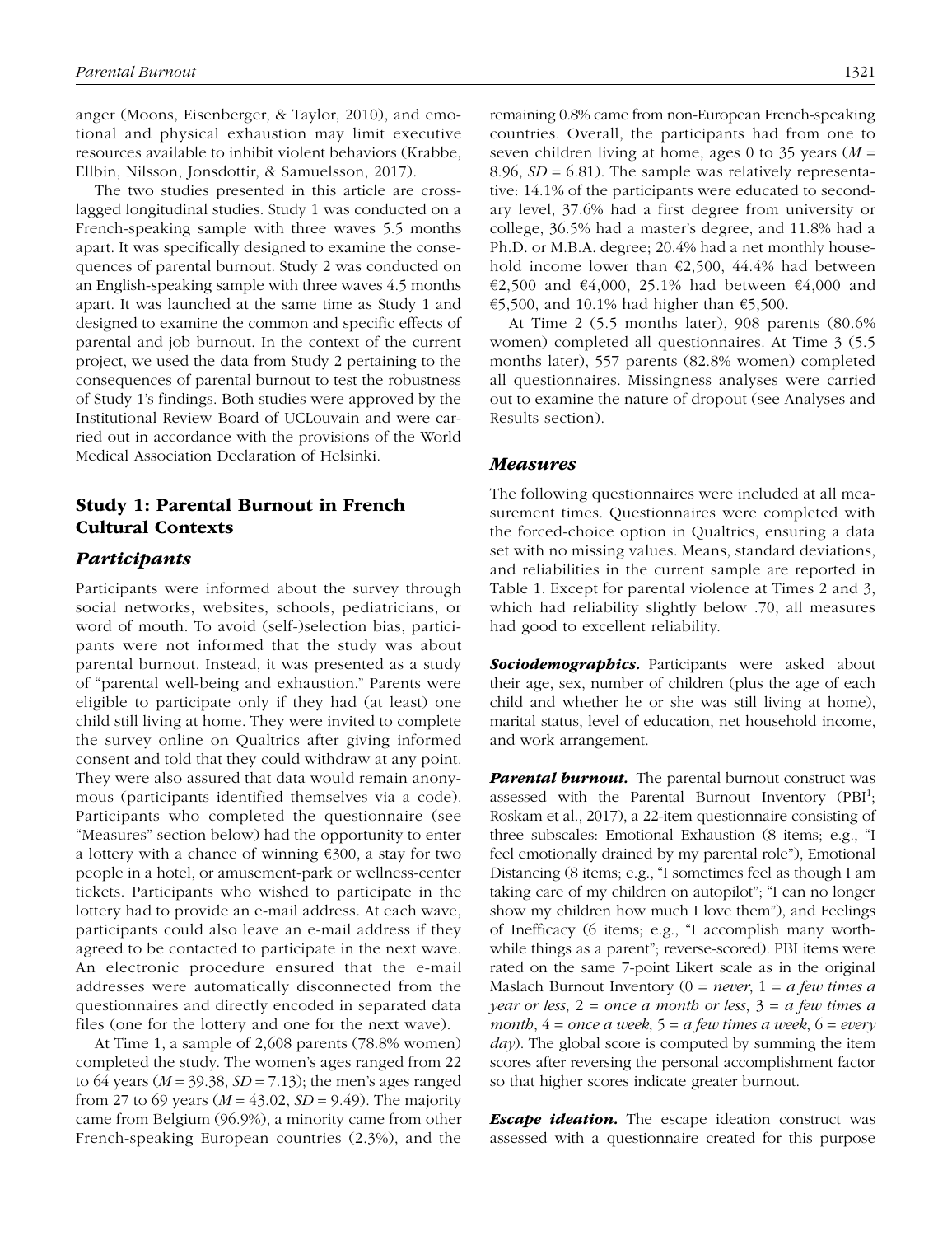anger (Moons, Eisenberger, & Taylor, 2010), and emotional and physical exhaustion may limit executive resources available to inhibit violent behaviors (Krabbe, Ellbin, Nilsson, Jonsdottir, & Samuelsson, 2017).

The two studies presented in this article are cross-lagged longitudinal studies. Study 1 was conducted on a French-speaking sample with three waves 5.5 months apart. It was specifically designed to examine the consequences of parental burnout. Study 2 was conducted on an English-speaking sample with three waves 4.5 months apart. It was launched at the same time as Study 1 and designed to examine the common and specific effects of parental and job burnout. In the context of the current project, we used the data from Study 2 pertaining to the consequences of parental burnout to test the robustness of Study 1's findings. Both studies were approved by the Institutional Review Board of UCLouvain and were carried out in accordance with the provisions of the World Medical Association Declaration of Helsinki.

## Study 1: Parental Burnout in French Cultural Contexts

### Participants

Participants were informed about the survey through social networks, websites, schools, pediatricians, or word of mouth. To avoid (self-)selection bias, participants were not informed that the study was about parental burnout. Instead, it was presented as a study of "parental well-being and exhaustion." Parents were eligible to participate only if they had (at least) one child still living at home. They were invited to complete the survey online on Qualtrics after giving informed consent and told that they could withdraw at any point. They were also assured that data would remain anonymous (participants identified themselves via a code). Participants who completed the questionnaire (see "Measures" section below) had the opportunity to enter a lottery with a chance of winning €300, a stay for two people in a hotel, or amusement-park or wellness-center tickets. Participants who wished to participate in the lottery had to provide an e-mail address. At each wave, participants could also leave an e-mail address if they agreed to be contacted to participate in the next wave. An electronic procedure ensured that the e-mail addresses were automatically disconnected from the questionnaires and directly encoded in separated data files (one for the lottery and one for the next wave).

At Time 1, a sample of 2,608 parents (78.8% women) completed the study. The women's ages ranged from 22 to 64 years ($M$ = 39.38, $SD$ = 7.13); the men's ages ranged from 27 to 69 years ($M$ = 43.02, $SD$ = 9.49). The majority came from Belgium (96.9%), a minority came from other French-speaking European countries (2.3%), and the remaining 0.8% came from non-European French-speaking countries. Overall, the participants had from one to seven children living at home, ages 0 to 35 years ($M$ = 8.96, $SD$ = 6.81). The sample was relatively representative: 14.1% of the participants were educated to secondary level, 37.6% had a first degree from university or college, 36.5% had a master's degree, and 11.8% had a Ph.D. or M.B.A. degree; 20.4% had a net monthly household income lower than €2,500, 44.4% had between €2,500 and €4,000, 25.1% had between €4,000 and €5,500, and 10.1% had higher than €5,500.

At Time 2 (5.5 months later), 908 parents (80.6% women) completed all questionnaires. At Time 3 (5.5 months later), 557 parents (82.8% women) completed all questionnaires. Missingness analyses were carried out to examine the nature of dropout (see Analyses and Results section).

### Measures

The following questionnaires were included at all measurement times. Questionnaires were completed with the forced-choice option in Qualtrics, ensuring a data set with no missing values. Means, standard deviations, and reliabilities in the current sample are reported in Table 1. Except for parental violence at Times 2 and 3, which had reliability slightly below .70, all measures had good to excellent reliability.

***Sociodemographics.*** Participants were asked about their age, sex, number of children (plus the age of each child and whether he or she was still living at home), marital status, level of education, net household income, and work arrangement.

***Parental burnout.*** The parental burnout construct was assessed with the Parental Burnout Inventory (PBI[1]; Roskam et al., 2017), a 22-item questionnaire consisting of three subscales: Emotional Exhaustion (8 items; e.g., "I feel emotionally drained by my parental role"), Emotional Distancing (8 items; e.g., "I sometimes feel as though I am taking care of my children on autopilot"; "I can no longer show my children how much I love them"), and Feelings of Inefficacy (6 items; e.g., "I accomplish many worthwhile things as a parent"; reverse-scored). PBI items were rated on the same 7-point Likert scale as in the original Maslach Burnout Inventory (0 = *never*, 1 = *a few times a year or less*, 2 = *once a month or less*, 3 = *a few times a month*, 4 = *once a week*, 5 = *a few times a week*, 6 = *every day*). The global score is computed by summing the item scores after reversing the personal accomplishment factor so that higher scores indicate greater burnout.

***Escape ideation.*** The escape ideation construct was assessed with a questionnaire created for this purpose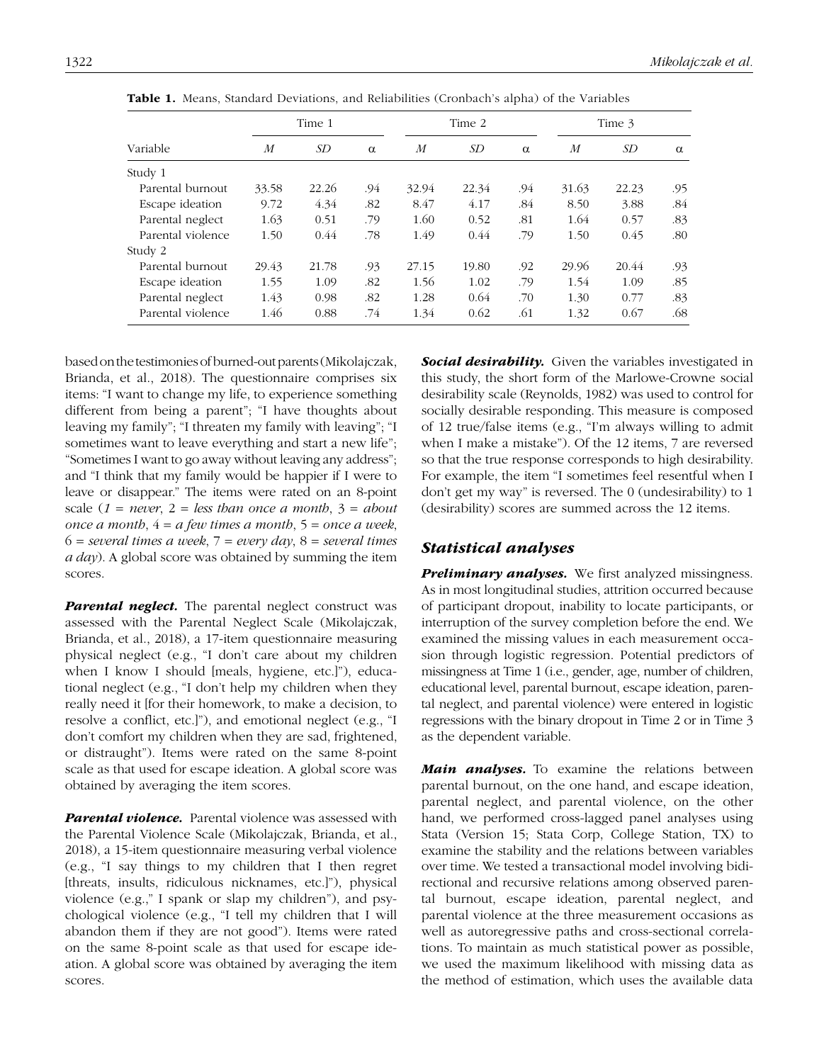**Table 1.** Means, Standard Deviations, and Reliabilities (Cronbach's alpha) of the Variables

| Variable | Time 1 | | | Time 2 | | | Time 3 | | |
|---|---|---|---|---|---|---|---|---|---|
| | *M* | *SD* | α | *M* | *SD* | α | *M* | *SD* | α |
| Study 1 | | | | | | | | | |
| Parental burnout | 33.58 | 22.26 | .94 | 32.94 | 22.34 | .94 | 31.63 | 22.23 | .95 |
| Escape ideation | 9.72 | 4.34 | .82 | 8.47 | 4.17 | .84 | 8.50 | 3.88 | .84 |
| Parental neglect | 1.63 | 0.51 | .79 | 1.60 | 0.52 | .81 | 1.64 | 0.57 | .83 |
| Parental violence | 1.50 | 0.44 | .78 | 1.49 | 0.44 | .79 | 1.50 | 0.45 | .80 |
| Study 2 | | | | | | | | | |
| Parental burnout | 29.43 | 21.78 | .93 | 27.15 | 19.80 | .92 | 29.96 | 20.44 | .93 |
| Escape ideation | 1.55 | 1.09 | .82 | 1.56 | 1.02 | .79 | 1.54 | 1.09 | .85 |
| Parental neglect | 1.43 | 0.98 | .82 | 1.28 | 0.64 | .70 | 1.30 | 0.77 | .83 |
| Parental violence | 1.46 | 0.88 | .74 | 1.34 | 0.62 | .61 | 1.32 | 0.67 | .68 |

based on the testimonies of burned-out parents (Mikolajczak, Brianda, et al., 2018). The questionnaire comprises six items: "I want to change my life, to experience something different from being a parent"; "I have thoughts about leaving my family"; "I threaten my family with leaving"; "I sometimes want to leave everything and start a new life"; "Sometimes I want to go away without leaving any address"; and "I think that my family would be happier if I were to leave or disappear." The items were rated on an 8-point scale (*1 = never*, 2 = *less than once a month*, 3 = *about once a month*, 4 = *a few times a month*, 5 = *once a week*, 6 = *several times a week*, 7 = *every day*, 8 = *several times a day*). A global score was obtained by summing the item scores.

***Parental neglect.*** The parental neglect construct was assessed with the Parental Neglect Scale (Mikolajczak, Brianda, et al., 2018), a 17-item questionnaire measuring physical neglect (e.g., "I don't care about my children when I know I should [meals, hygiene, etc.]"), educational neglect (e.g., "I don't help my children when they really need it [for their homework, to make a decision, to resolve a conflict, etc.]"), and emotional neglect (e.g., "I don't comfort my children when they are sad, frightened, or distraught"). Items were rated on the same 8-point scale as that used for escape ideation. A global score was obtained by averaging the item scores.

***Parental violence.*** Parental violence was assessed with the Parental Violence Scale (Mikolajczak, Brianda, et al., 2018), a 15-item questionnaire measuring verbal violence (e.g., "I say things to my children that I then regret [threats, insults, ridiculous nicknames, etc.]"), physical violence (e.g.," I spank or slap my children"), and psychological violence (e.g., "I tell my children that I will abandon them if they are not good"). Items were rated on the same 8-point scale as that used for escape ideation. A global score was obtained by averaging the item scores.

***Social desirability.*** Given the variables investigated in this study, the short form of the Marlowe-Crowne social desirability scale (Reynolds, 1982) was used to control for socially desirable responding. This measure is composed of 12 true/false items (e.g., "I'm always willing to admit when I make a mistake"). Of the 12 items, 7 are reversed so that the true response corresponds to high desirability. For example, the item "I sometimes feel resentful when I don't get my way" is reversed. The 0 (undesirability) to 1 (desirability) scores are summed across the 12 items.

## Statistical analyses

***Preliminary analyses.*** We first analyzed missingness. As in most longitudinal studies, attrition occurred because of participant dropout, inability to locate participants, or interruption of the survey completion before the end. We examined the missing values in each measurement occasion through logistic regression. Potential predictors of missingness at Time 1 (i.e., gender, age, number of children, educational level, parental burnout, escape ideation, parental neglect, and parental violence) were entered in logistic regressions with the binary dropout in Time 2 or in Time 3 as the dependent variable.

***Main analyses.*** To examine the relations between parental burnout, on the one hand, and escape ideation, parental neglect, and parental violence, on the other hand, we performed cross-lagged panel analyses using Stata (Version 15; Stata Corp, College Station, TX) to examine the stability and the relations between variables over time. We tested a transactional model involving bidirectional and recursive relations among observed parental burnout, escape ideation, parental neglect, and parental violence at the three measurement occasions as well as autoregressive paths and cross-sectional correlations. To maintain as much statistical power as possible, we used the maximum likelihood with missing data as the method of estimation, which uses the available data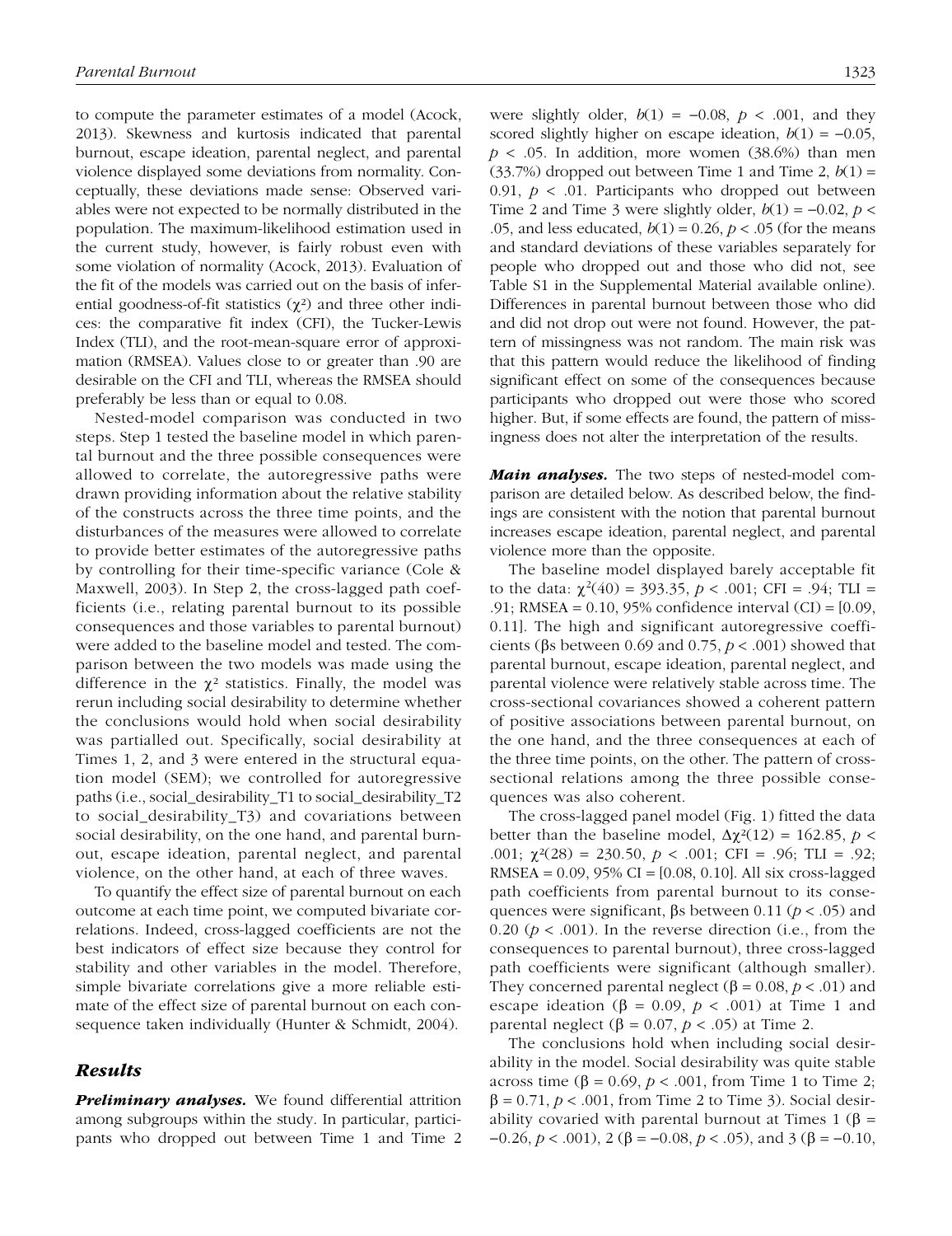to compute the parameter estimates of a model (Acock, 2013). Skewness and kurtosis indicated that parental burnout, escape ideation, parental neglect, and parental violence displayed some deviations from normality. Conceptually, these deviations made sense: Observed variables were not expected to be normally distributed in the population. The maximum-likelihood estimation used in the current study, however, is fairly robust even with some violation of normality (Acock, 2013). Evaluation of the fit of the models was carried out on the basis of inferential goodness-of-fit statistics ($\chi^2$) and three other indices: the comparative fit index (CFI), the Tucker-Lewis Index (TLI), and the root-mean-square error of approximation (RMSEA). Values close to or greater than .90 are desirable on the CFI and TLI, whereas the RMSEA should preferably be less than or equal to 0.08.

Nested-model comparison was conducted in two steps. Step 1 tested the baseline model in which parental burnout and the three possible consequences were allowed to correlate, the autoregressive paths were drawn providing information about the relative stability of the constructs across the three time points, and the disturbances of the measures were allowed to correlate to provide better estimates of the autoregressive paths by controlling for their time-specific variance (Cole & Maxwell, 2003). In Step 2, the cross-lagged path coefficients (i.e., relating parental burnout to its possible consequences and those variables to parental burnout) were added to the baseline model and tested. The comparison between the two models was made using the difference in the $\chi^2$ statistics. Finally, the model was rerun including social desirability to determine whether the conclusions would hold when social desirability was partialled out. Specifically, social desirability at Times 1, 2, and 3 were entered in the structural equation model (SEM); we controlled for autoregressive paths (i.e., social_desirability_T1 to social_desirability_T2 to social_desirability_T3) and covariations between social desirability, on the one hand, and parental burnout, escape ideation, parental neglect, and parental violence, on the other hand, at each of three waves.

To quantify the effect size of parental burnout on each outcome at each time point, we computed bivariate correlations. Indeed, cross-lagged coefficients are not the best indicators of effect size because they control for stability and other variables in the model. Therefore, simple bivariate correlations give a more reliable estimate of the effect size of parental burnout on each consequence taken individually (Hunter & Schmidt, 2004).

## Results

***Preliminary analyses.*** We found differential attrition among subgroups within the study. In particular, participants who dropped out between Time 1 and Time 2 were slightly older, $b(1) = -0.08$, $p < .001$, and they scored slightly higher on escape ideation, $b(1) = -0.05$, $p < .05$. In addition, more women (38.6%) than men (33.7%) dropped out between Time 1 and Time 2, $b(1) = 0.91$, $p < .01$. Participants who dropped out between Time 2 and Time 3 were slightly older, $b(1) = -0.02$, $p < .05$, and less educated, $b(1) = 0.26$, $p < .05$ (for the means and standard deviations of these variables separately for people who dropped out and those who did not, see Table S1 in the Supplemental Material available online). Differences in parental burnout between those who did and did not drop out were not found. However, the pattern of missingness was not random. The main risk was that this pattern would reduce the likelihood of finding significant effect on some of the consequences because participants who dropped out were those who scored higher. But, if some effects are found, the pattern of missingness does not alter the interpretation of the results.

***Main analyses.*** The two steps of nested-model comparison are detailed below. As described below, the findings are consistent with the notion that parental burnout increases escape ideation, parental neglect, and parental violence more than the opposite.

The baseline model displayed barely acceptable fit to the data: $\chi^2(40) = 393.35$, $p < .001$; CFI = .94; TLI = .91; RMSEA = 0.10, 95% confidence interval (CI) = [0.09, 0.11]. The high and significant autoregressive coefficients ($\beta$s between 0.69 and 0.75, $p < .001$) showed that parental burnout, escape ideation, parental neglect, and parental violence were relatively stable across time. The cross-sectional covariances showed a coherent pattern of positive associations between parental burnout, on the one hand, and the three consequences at each of the three time points, on the other. The pattern of cross-sectional relations among the three possible consequences was also coherent.

The cross-lagged panel model (Fig. 1) fitted the data better than the baseline model, $\Delta\chi^2(12) = 162.85$, $p < .001$; $\chi^2(28) = 230.50$, $p < .001$; CFI = .96; TLI = .92; RMSEA = 0.09, 95% CI = [0.08, 0.10]. All six cross-lagged path coefficients from parental burnout to its consequences were significant, $\beta$s between 0.11 ($p < .05$) and 0.20 ($p < .001$). In the reverse direction (i.e., from the consequences to parental burnout), three cross-lagged path coefficients were significant (although smaller). They concerned parental neglect ($\beta = 0.08$, $p < .01$) and escape ideation ($\beta = 0.09$, $p < .001$) at Time 1 and parental neglect ($\beta = 0.07$, $p < .05$) at Time 2.

The conclusions hold when including social desirability in the model. Social desirability was quite stable across time ($\beta = 0.69$, $p < .001$, from Time 1 to Time 2; $\beta = 0.71$, $p < .001$, from Time 2 to Time 3). Social desirability covaried with parental burnout at Times 1 ($\beta = -0.26$, $p < .001$), 2 ($\beta = -0.08$, $p < .05$), and 3 ($\beta = -0.10$,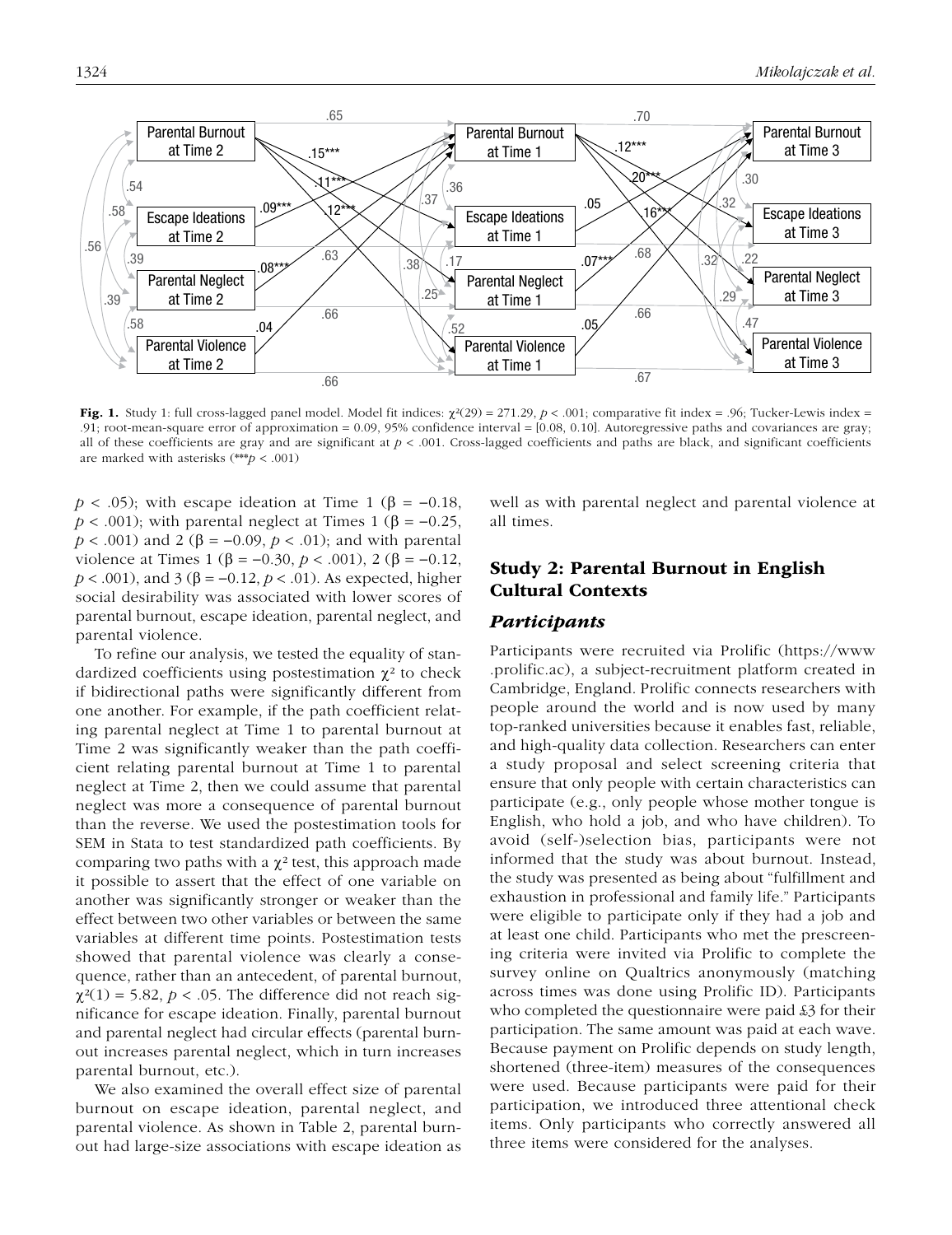Parental Burnout at Time 2

Escape Ideations at Time 2

Parental Neglect at Time 2

Parental Violence at Time 2

Parental Burnout at Time 1

Escape Ideations at Time 1

Parental Neglect at Time 1

Parental Violence at Time 1

Parental Burnout at Time 3

Escape Ideations at Time 3

Parental Neglect at Time 3

Parental Violence at Time 3

.65 .70 .15*** .12*** .11*** .20*** .54 .36 .30 .58 .09*** .12*** .37 .05 .16*** .32 .56 .63 .68 .39 .38 .17 .07*** .32 .22 .08*** .39 .25 .29 .58 .66 .66 .04 .52 .05 .47 .66 .67

**Fig. 1.** Study 1: full cross-lagged panel model. Model fit indices: $\chi^2(29) = 271.29$, $p < .001$; comparative fit index = .96; Tucker-Lewis index = .91; root-mean-square error of approximation = 0.09, 95% confidence interval = [0.08, 0.10]. Autoregressive paths and covariances are gray; all of these coefficients are gray and are significant at $p < .001$. Cross-lagged coefficients and paths are black, and significant coefficients are marked with asterisks (***$p < .001$)

$p < .05$); with escape ideation at Time 1 ($\beta = -0.18$, $p < .001$); with parental neglect at Times 1 ($\beta = -0.25$, $p < .001$) and 2 ($\beta = -0.09$, $p < .01$); and with parental violence at Times 1 ($\beta = -0.30$, $p < .001$), 2 ($\beta = -0.12$, $p < .001$), and 3 ($\beta = -0.12$, $p < .01$). As expected, higher social desirability was associated with lower scores of parental burnout, escape ideation, parental neglect, and parental violence.

To refine our analysis, we tested the equality of standardized coefficients using postestimation $\chi^2$ to check if bidirectional paths were significantly different from one another. For example, if the path coefficient relating parental neglect at Time 1 to parental burnout at Time 2 was significantly weaker than the path coefficient relating parental burnout at Time 1 to parental neglect at Time 2, then we could assume that parental neglect was more a consequence of parental burnout than the reverse. We used the postestimation tools for SEM in Stata to test standardized path coefficients. By comparing two paths with a $\chi^2$ test, this approach made it possible to assert that the effect of one variable on another was significantly stronger or weaker than the effect between two other variables or between the same variables at different time points. Postestimation tests showed that parental violence was clearly a consequence, rather than an antecedent, of parental burnout, $\chi^2(1) = 5.82$, $p < .05$. The difference did not reach significance for escape ideation. Finally, parental burnout and parental neglect had circular effects (parental burnout increases parental neglect, which in turn increases parental burnout, etc.).

We also examined the overall effect size of parental burnout on escape ideation, parental neglect, and parental violence. As shown in Table 2, parental burnout had large-size associations with escape ideation as well as with parental neglect and parental violence at all times.

## Study 2: Parental Burnout in English Cultural Contexts

### Participants

Participants were recruited via Prolific (https://www.prolific.ac), a subject-recruitment platform created in Cambridge, England. Prolific connects researchers with people around the world and is now used by many top-ranked universities because it enables fast, reliable, and high-quality data collection. Researchers can enter a study proposal and select screening criteria that ensure that only people with certain characteristics can participate (e.g., only people whose mother tongue is English, who hold a job, and who have children). To avoid (self-)selection bias, participants were not informed that the study was about burnout. Instead, the study was presented as being about "fulfillment and exhaustion in professional and family life." Participants were eligible to participate only if they had a job and at least one child. Participants who met the prescreening criteria were invited via Prolific to complete the survey online on Qualtrics anonymously (matching across times was done using Prolific ID). Participants who completed the questionnaire were paid £3 for their participation. The same amount was paid at each wave. Because payment on Prolific depends on study length, shortened (three-item) measures of the consequences were used. Because participants were paid for their participation, we introduced three attentional check items. Only participants who correctly answered all three items were considered for the analyses.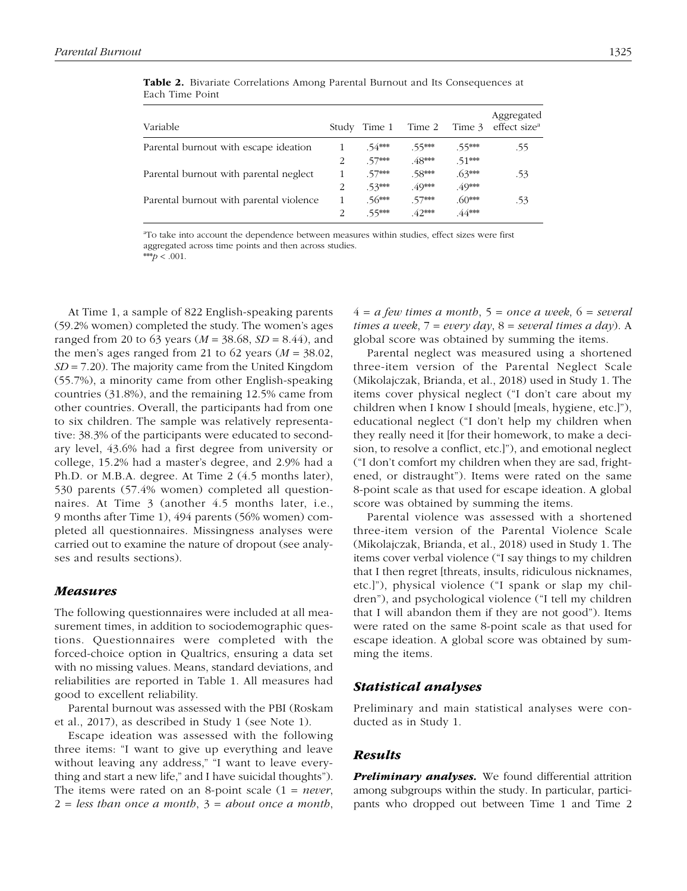**Table 2.** Bivariate Correlations Among Parental Burnout and Its Consequences at Each Time Point

| Variable | Study | Time 1 | Time 2 | Time 3 | Aggregated effect size[a] |
|---|---|---|---|---|---|
| Parental burnout with escape ideation | 1 | .54*** | .55*** | .55*** | .55 |
| | 2 | .57*** | .48*** | .51*** | |
| Parental burnout with parental neglect | 1 | .57*** | .58*** | .63*** | .53 |
| | 2 | .53*** | .49*** | .49*** | |
| Parental burnout with parental violence | 1 | .56*** | .57*** | .60*** | .53 |
| | 2 | .55*** | .42*** | .44*** | |

[a]To take into account the dependence between measures within studies, effect sizes were first aggregated across time points and then across studies.
***$p < .001$.

At Time 1, a sample of 822 English-speaking parents (59.2% women) completed the study. The women's ages ranged from 20 to 63 years (*M* = 38.68, *SD* = 8.44), and the men's ages ranged from 21 to 62 years (*M* = 38.02, *SD* = 7.20). The majority came from the United Kingdom (55.7%), a minority came from other English-speaking countries (31.8%), and the remaining 12.5% came from other countries. Overall, the participants had from one to six children. The sample was relatively representative: 38.3% of the participants were educated to secondary level, 43.6% had a first degree from university or college, 15.2% had a master's degree, and 2.9% had a Ph.D. or M.B.A. degree. At Time 2 (4.5 months later), 530 parents (57.4% women) completed all questionnaires. At Time 3 (another 4.5 months later, i.e., 9 months after Time 1), 494 parents (56% women) completed all questionnaires. Missingness analyses were carried out to examine the nature of dropout (see analyses and results sections).

### Measures

The following questionnaires were included at all measurement times, in addition to sociodemographic questions. Questionnaires were completed with the forced-choice option in Qualtrics, ensuring a data set with no missing values. Means, standard deviations, and reliabilities are reported in Table 1. All measures had good to excellent reliability.

Parental burnout was assessed with the PBI (Roskam et al., 2017), as described in Study 1 (see Note 1).

Escape ideation was assessed with the following three items: "I want to give up everything and leave without leaving any address," "I want to leave everything and start a new life," and I have suicidal thoughts"). The items were rated on an 8-point scale (1 = *never*, 2 = *less than once a month*, 3 = *about once a month*, 4 = *a few times a month*, 5 = *once a week*, 6 = *several times a week*, 7 = *every day*, 8 = *several times a day*). A global score was obtained by summing the items.

Parental neglect was measured using a shortened three-item version of the Parental Neglect Scale (Mikolajczak, Brianda, et al., 2018) used in Study 1. The items cover physical neglect ("I don't care about my children when I know I should [meals, hygiene, etc.]"), educational neglect ("I don't help my children when they really need it [for their homework, to make a decision, to resolve a conflict, etc.]"), and emotional neglect ("I don't comfort my children when they are sad, frightened, or distraught"). Items were rated on the same 8-point scale as that used for escape ideation. A global score was obtained by summing the items.

Parental violence was assessed with a shortened three-item version of the Parental Violence Scale (Mikolajczak, Brianda, et al., 2018) used in Study 1. The items cover verbal violence ("I say things to my children that I then regret [threats, insults, ridiculous nicknames, etc.]"), physical violence ("I spank or slap my children"), and psychological violence ("I tell my children that I will abandon them if they are not good"). Items were rated on the same 8-point scale as that used for escape ideation. A global score was obtained by summing the items.

### Statistical analyses

Preliminary and main statistical analyses were conducted as in Study 1.

### Results

***Preliminary analyses.*** We found differential attrition among subgroups within the study. In particular, participants who dropped out between Time 1 and Time 2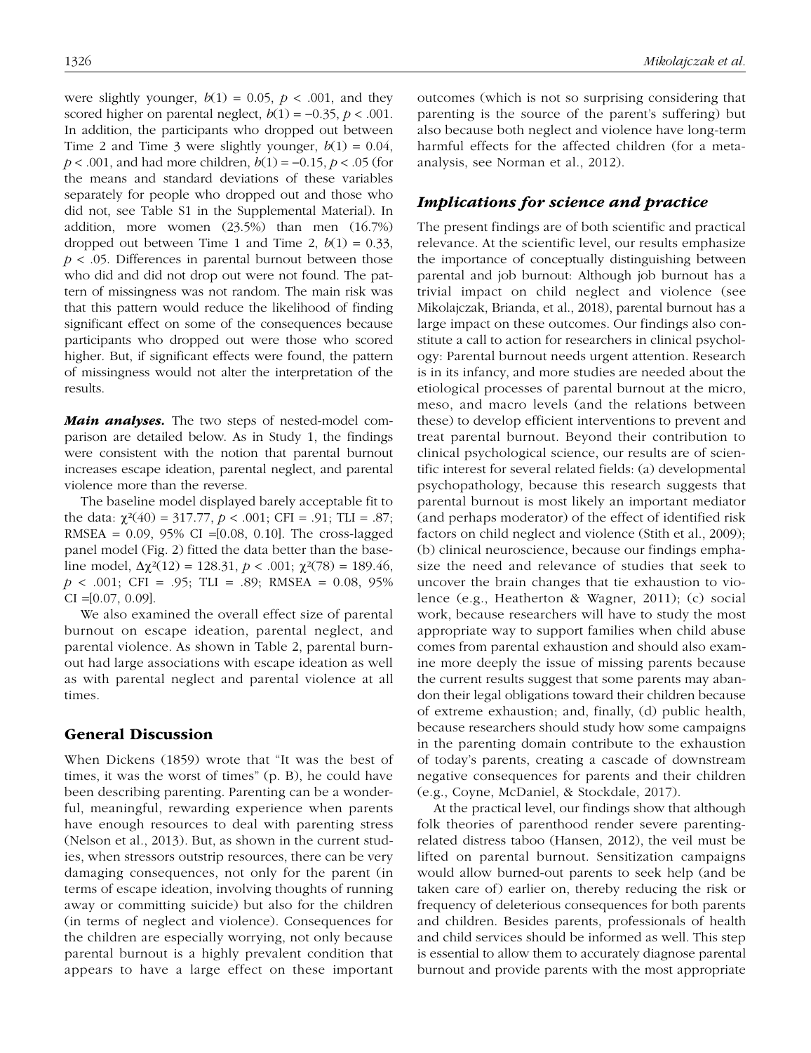were slightly younger, $b(1) = 0.05$, $p < .001$, and they scored higher on parental neglect, $b(1) = -0.35$, $p < .001$. In addition, the participants who dropped out between Time 2 and Time 3 were slightly younger, $b(1) = 0.04$, $p < .001$, and had more children, $b(1) = -0.15$, $p < .05$ (for the means and standard deviations of these variables separately for people who dropped out and those who did not, see Table S1 in the Supplemental Material). In addition, more women (23.5%) than men (16.7%) dropped out between Time 1 and Time 2, $b(1) = 0.33$, $p < .05$. Differences in parental burnout between those who did and did not drop out were not found. The pattern of missingness was not random. The main risk was that this pattern would reduce the likelihood of finding significant effect on some of the consequences because participants who dropped out were those who scored higher. But, if significant effects were found, the pattern of missingness would not alter the interpretation of the results.

***Main analyses.*** The two steps of nested-model comparison are detailed below. As in Study 1, the findings were consistent with the notion that parental burnout increases escape ideation, parental neglect, and parental violence more than the reverse.

The baseline model displayed barely acceptable fit to the data: $\chi^2(40) = 317.77$, $p < .001$; CFI = .91; TLI = .87; RMSEA = 0.09, 95% CI =[0.08, 0.10]. The cross-lagged panel model (Fig. 2) fitted the data better than the baseline model, $\Delta\chi^2(12) = 128.31$, $p < .001$; $\chi^2(78) = 189.46$, $p < .001$; CFI = .95; TLI = .89; RMSEA = 0.08, 95% CI =[0.07, 0.09].

We also examined the overall effect size of parental burnout on escape ideation, parental neglect, and parental violence. As shown in Table 2, parental burnout had large associations with escape ideation as well as with parental neglect and parental violence at all times.

## General Discussion

When Dickens (1859) wrote that "It was the best of times, it was the worst of times" (p. B), he could have been describing parenting. Parenting can be a wonderful, meaningful, rewarding experience when parents have enough resources to deal with parenting stress (Nelson et al., 2013). But, as shown in the current studies, when stressors outstrip resources, there can be very damaging consequences, not only for the parent (in terms of escape ideation, involving thoughts of running away or committing suicide) but also for the children (in terms of neglect and violence). Consequences for the children are especially worrying, not only because parental burnout is a highly prevalent condition that appears to have a large effect on these important outcomes (which is not so surprising considering that parenting is the source of the parent's suffering) but also because both neglect and violence have long-term harmful effects for the affected children (for a meta-analysis, see Norman et al., 2012).

### Implications for science and practice

The present findings are of both scientific and practical relevance. At the scientific level, our results emphasize the importance of conceptually distinguishing between parental and job burnout: Although job burnout has a trivial impact on child neglect and violence (see Mikolajczak, Brianda, et al., 2018), parental burnout has a large impact on these outcomes. Our findings also constitute a call to action for researchers in clinical psychology: Parental burnout needs urgent attention. Research is in its infancy, and more studies are needed about the etiological processes of parental burnout at the micro, meso, and macro levels (and the relations between these) to develop efficient interventions to prevent and treat parental burnout. Beyond their contribution to clinical psychological science, our results are of scientific interest for several related fields: (a) developmental psychopathology, because this research suggests that parental burnout is most likely an important mediator (and perhaps moderator) of the effect of identified risk factors on child neglect and violence (Stith et al., 2009); (b) clinical neuroscience, because our findings emphasize the need and relevance of studies that seek to uncover the brain changes that tie exhaustion to violence (e.g., Heatherton & Wagner, 2011); (c) social work, because researchers will have to study the most appropriate way to support families when child abuse comes from parental exhaustion and should also examine more deeply the issue of missing parents because the current results suggest that some parents may abandon their legal obligations toward their children because of extreme exhaustion; and, finally, (d) public health, because researchers should study how some campaigns in the parenting domain contribute to the exhaustion of today's parents, creating a cascade of downstream negative consequences for parents and their children (e.g., Coyne, McDaniel, & Stockdale, 2017).

At the practical level, our findings show that although folk theories of parenthood render severe parenting-related distress taboo (Hansen, 2012), the veil must be lifted on parental burnout. Sensitization campaigns would allow burned-out parents to seek help (and be taken care of) earlier on, thereby reducing the risk or frequency of deleterious consequences for both parents and children. Besides parents, professionals of health and child services should be informed as well. This step is essential to allow them to accurately diagnose parental burnout and provide parents with the most appropriate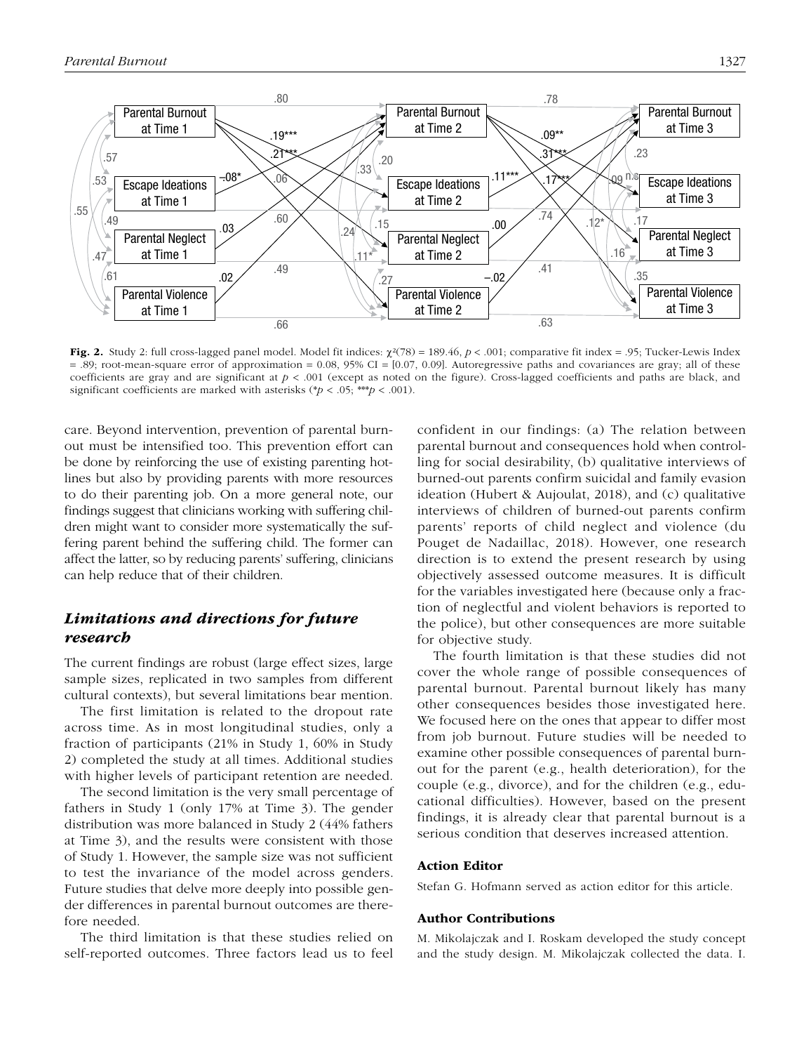Fig. 2. Study 2: full cross-lagged panel model. Model fit indices: $\chi^2(78) = 189.46$, $p < .001$; comparative fit index = .95; Tucker-Lewis Index = .89; root-mean-square error of approximation = 0.08, 95% CI = [0.07, 0.09]. Autoregressive paths and covariances are gray; all of these coefficients are gray and are significant at $p < .001$ (except as noted on the figure). Cross-lagged coefficients and paths are black, and significant coefficients are marked with asterisks (*$p < .05$; ***$p < .001$).

care. Beyond intervention, prevention of parental burnout must be intensified too. This prevention effort can be done by reinforcing the use of existing parenting hotlines but also by providing parents with more resources to do their parenting job. On a more general note, our findings suggest that clinicians working with suffering children might want to consider more systematically the suffering parent behind the suffering child. The former can affect the latter, so by reducing parents' suffering, clinicians can help reduce that of their children.

## *Limitations and directions for future research*

The current findings are robust (large effect sizes, large sample sizes, replicated in two samples from different cultural contexts), but several limitations bear mention.

The first limitation is related to the dropout rate across time. As in most longitudinal studies, only a fraction of participants (21% in Study 1, 60% in Study 2) completed the study at all times. Additional studies with higher levels of participant retention are needed.

The second limitation is the very small percentage of fathers in Study 1 (only 17% at Time 3). The gender distribution was more balanced in Study 2 (44% fathers at Time 3), and the results were consistent with those of Study 1. However, the sample size was not sufficient to test the invariance of the model across genders. Future studies that delve more deeply into possible gender differences in parental burnout outcomes are therefore needed.

The third limitation is that these studies relied on self-reported outcomes. Three factors lead us to feel confident in our findings: (a) The relation between parental burnout and consequences hold when controlling for social desirability, (b) qualitative interviews of burned-out parents confirm suicidal and family evasion ideation (Hubert & Aujoulat, 2018), and (c) qualitative interviews of children of burned-out parents confirm parents' reports of child neglect and violence (du Pouget de Nadaillac, 2018). However, one research direction is to extend the present research by using objectively assessed outcome measures. It is difficult for the variables investigated here (because only a fraction of neglectful and violent behaviors is reported to the police), but other consequences are more suitable for objective study.

The fourth limitation is that these studies did not cover the whole range of possible consequences of parental burnout. Parental burnout likely has many other consequences besides those investigated here. We focused here on the ones that appear to differ most from job burnout. Future studies will be needed to examine other possible consequences of parental burnout for the parent (e.g., health deterioration), for the couple (e.g., divorce), and for the children (e.g., educational difficulties). However, based on the present findings, it is already clear that parental burnout is a serious condition that deserves increased attention.

### Action Editor

Stefan G. Hofmann served as action editor for this article.

### Author Contributions

M. Mikolajczak and I. Roskam developed the study concept and the study design. M. Mikolajczak collected the data. I.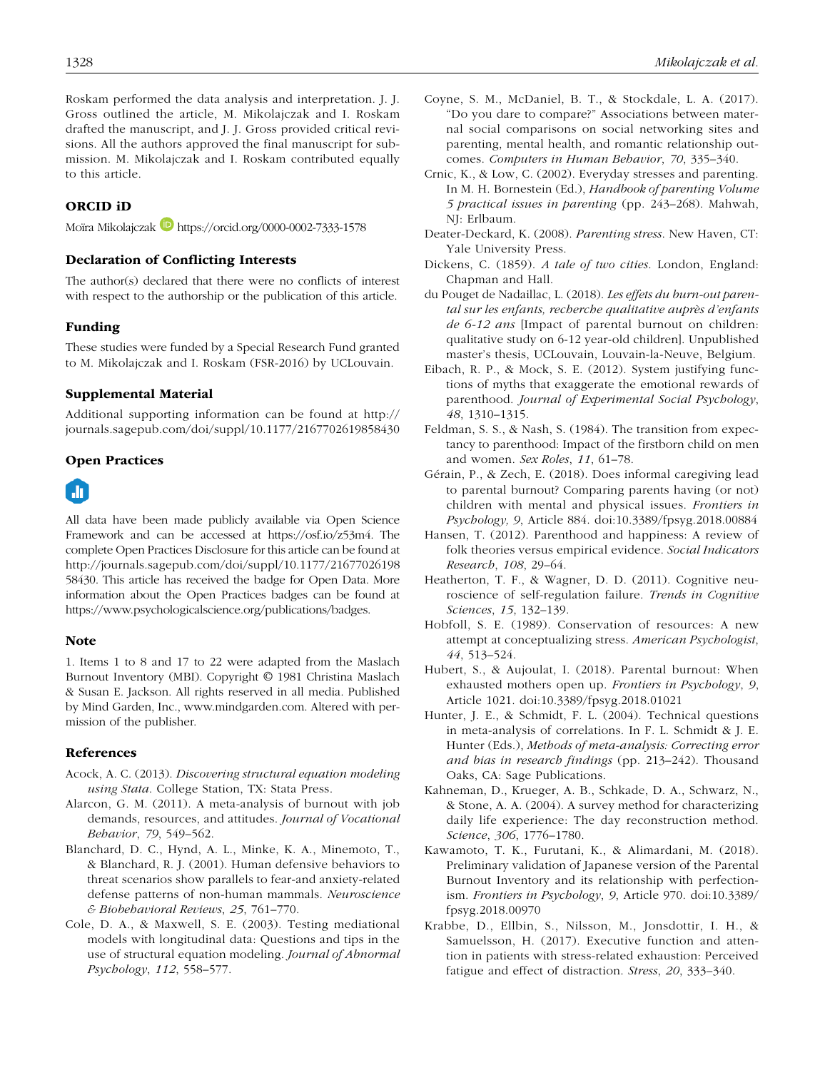Roskam performed the data analysis and interpretation. J. J. Gross outlined the article, M. Mikolajczak and I. Roskam drafted the manuscript, and J. J. Gross provided critical revisions. All the authors approved the final manuscript for submission. M. Mikolajczak and I. Roskam contributed equally to this article.

### ORCID iD

Moïra Mikolajczak https://orcid.org/0000-0002-7333-1578

### Declaration of Conflicting Interests

The author(s) declared that there were no conflicts of interest with respect to the authorship or the publication of this article.

### Funding

These studies were funded by a Special Research Fund granted to M. Mikolajczak and I. Roskam (FSR-2016) by UCLouvain.

### Supplemental Material

Additional supporting information can be found at http://journals.sagepub.com/doi/suppl/10.1177/2167702619858430

### Open Practices

All data have been made publicly available via Open Science Framework and can be accessed at https://osf.io/z53m4. The complete Open Practices Disclosure for this article can be found at http://journals.sagepub.com/doi/suppl/10.1177/2167702619858430. This article has received the badge for Open Data. More information about the Open Practices badges can be found at https://www.psychologicalscience.org/publications/badges.

### Note

1. Items 1 to 8 and 17 to 22 were adapted from the Maslach Burnout Inventory (MBI). Copyright © 1981 Christina Maslach & Susan E. Jackson. All rights reserved in all media. Published by Mind Garden, Inc., www.mindgarden.com. Altered with permission of the publisher.

### References

Acock, A. C. (2013). *Discovering structural equation modeling using Stata*. College Station, TX: Stata Press.

Alarcon, G. M. (2011). A meta-analysis of burnout with job demands, resources, and attitudes. *Journal of Vocational Behavior*, *79*, 549–562.

Blanchard, D. C., Hynd, A. L., Minke, K. A., Minemoto, T., & Blanchard, R. J. (2001). Human defensive behaviors to threat scenarios show parallels to fear-and anxiety-related defense patterns of non-human mammals. *Neuroscience & Biobehavioral Reviews*, *25*, 761–770.

Cole, D. A., & Maxwell, S. E. (2003). Testing mediational models with longitudinal data: Questions and tips in the use of structural equation modeling. *Journal of Abnormal Psychology*, *112*, 558–577.

Coyne, S. M., McDaniel, B. T., & Stockdale, L. A. (2017). "Do you dare to compare?" Associations between maternal social comparisons on social networking sites and parenting, mental health, and romantic relationship outcomes. *Computers in Human Behavior*, *70*, 335–340.

Crnic, K., & Low, C. (2002). Everyday stresses and parenting. In M. H. Bornestein (Ed.), *Handbook of parenting Volume 5 practical issues in parenting* (pp. 243–268). Mahwah, NJ: Erlbaum.

Deater-Deckard, K. (2008). *Parenting stress*. New Haven, CT: Yale University Press.

Dickens, C. (1859). *A tale of two cities*. London, England: Chapman and Hall.

du Pouget de Nadaillac, L. (2018). *Les effets du burn-out parental sur les enfants, recherche qualitative auprès d'enfants de 6-12 ans* [Impact of parental burnout on children: qualitative study on 6-12 year-old children]. Unpublished master's thesis, UCLouvain, Louvain-la-Neuve, Belgium.

Eibach, R. P., & Mock, S. E. (2012). System justifying functions of myths that exaggerate the emotional rewards of parenthood. *Journal of Experimental Social Psychology*, *48*, 1310–1315.

Feldman, S. S., & Nash, S. (1984). The transition from expectancy to parenthood: Impact of the firstborn child on men and women. *Sex Roles*, *11*, 61–78.

Gérain, P., & Zech, E. (2018). Does informal caregiving lead to parental burnout? Comparing parents having (or not) children with mental and physical issues. *Frontiers in Psychology, 9*, Article 884. doi:10.3389/fpsyg.2018.00884

Hansen, T. (2012). Parenthood and happiness: A review of folk theories versus empirical evidence. *Social Indicators Research*, *108*, 29–64.

Heatherton, T. F., & Wagner, D. D. (2011). Cognitive neuroscience of self-regulation failure. *Trends in Cognitive Sciences*, *15*, 132–139.

Hobfoll, S. E. (1989). Conservation of resources: A new attempt at conceptualizing stress. *American Psychologist*, *44*, 513–524.

Hubert, S., & Aujoulat, I. (2018). Parental burnout: When exhausted mothers open up. *Frontiers in Psychology*, *9*, Article 1021. doi:10.3389/fpsyg.2018.01021

Hunter, J. E., & Schmidt, F. L. (2004). Technical questions in meta-analysis of correlations. In F. L. Schmidt & J. E. Hunter (Eds.), *Methods of meta-analysis: Correcting error and bias in research findings* (pp. 213–242). Thousand Oaks, CA: Sage Publications.

Kahneman, D., Krueger, A. B., Schkade, D. A., Schwarz, N., & Stone, A. A. (2004). A survey method for characterizing daily life experience: The day reconstruction method. *Science*, *306*, 1776–1780.

Kawamoto, T. K., Furutani, K., & Alimardani, M. (2018). Preliminary validation of Japanese version of the Parental Burnout Inventory and its relationship with perfectionism. *Frontiers in Psychology*, *9*, Article 970. doi:10.3389/fpsyg.2018.00970

Krabbe, D., Ellbin, S., Nilsson, M., Jonsdottir, I. H., & Samuelsson, H. (2017). Executive function and attention in patients with stress-related exhaustion: Perceived fatigue and effect of distraction. *Stress*, *20*, 333–340.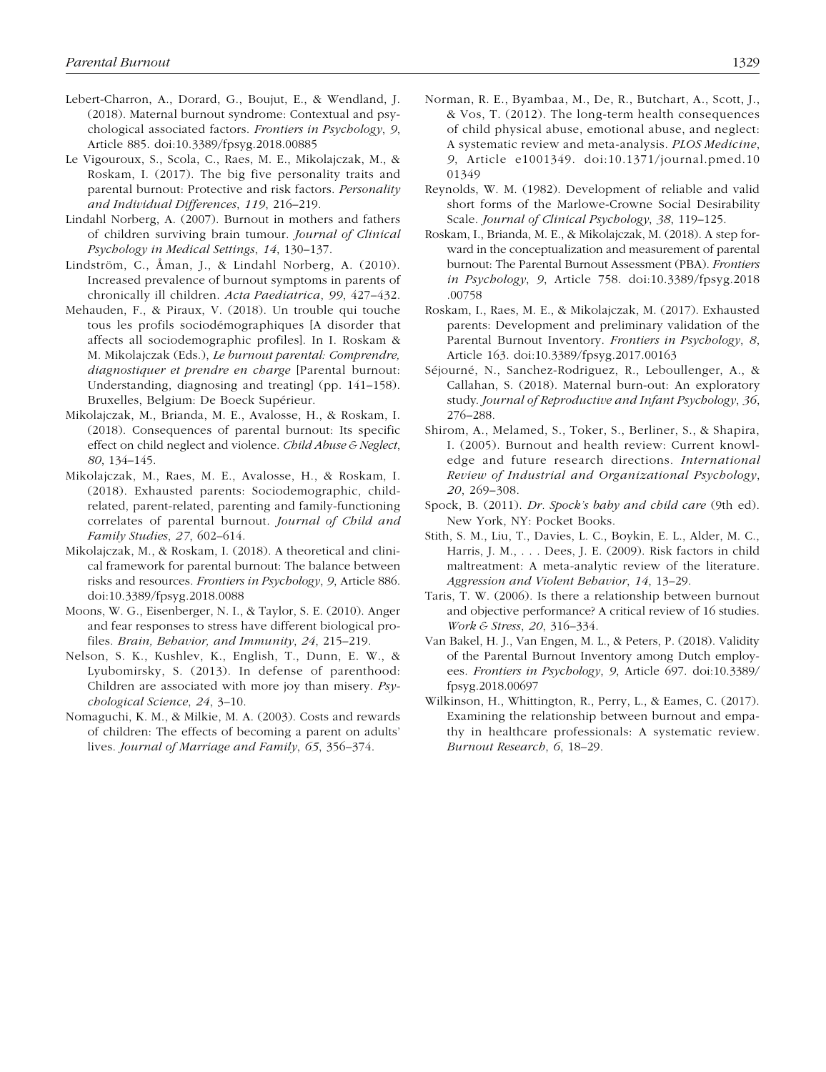Lebert-Charron, A., Dorard, G., Boujut, E., & Wendland, J. (2018). Maternal burnout syndrome: Contextual and psychological associated factors. *Frontiers in Psychology*, *9*, Article 885. doi:10.3389/fpsyg.2018.00885

Le Vigouroux, S., Scola, C., Raes, M. E., Mikolajczak, M., & Roskam, I. (2017). The big five personality traits and parental burnout: Protective and risk factors. *Personality and Individual Differences*, *119*, 216–219.

Lindahl Norberg, A. (2007). Burnout in mothers and fathers of children surviving brain tumour. *Journal of Clinical Psychology in Medical Settings*, *14*, 130–137.

Lindström, C., Åman, J., & Lindahl Norberg, A. (2010). Increased prevalence of burnout symptoms in parents of chronically ill children. *Acta Paediatrica*, *99*, 427–432.

Mehauden, F., & Piraux, V. (2018). Un trouble qui touche tous les profils sociodémographiques [A disorder that affects all sociodemographic profiles]. In I. Roskam & M. Mikolajczak (Eds.), *Le burnout parental: Comprendre, diagnostiquer et prendre en charge* [Parental burnout: Understanding, diagnosing and treating] (pp. 141–158). Bruxelles, Belgium: De Boeck Supérieur.

Mikolajczak, M., Brianda, M. E., Avalosse, H., & Roskam, I. (2018). Consequences of parental burnout: Its specific effect on child neglect and violence. *Child Abuse & Neglect*, *80*, 134–145.

Mikolajczak, M., Raes, M. E., Avalosse, H., & Roskam, I. (2018). Exhausted parents: Sociodemographic, child-related, parent-related, parenting and family-functioning correlates of parental burnout. *Journal of Child and Family Studies*, *27*, 602–614.

Mikolajczak, M., & Roskam, I. (2018). A theoretical and clinical framework for parental burnout: The balance between risks and resources. *Frontiers in Psychology*, *9*, Article 886. doi:10.3389/fpsyg.2018.0088

Moons, W. G., Eisenberger, N. I., & Taylor, S. E. (2010). Anger and fear responses to stress have different biological profiles. *Brain, Behavior, and Immunity*, *24*, 215–219.

Nelson, S. K., Kushlev, K., English, T., Dunn, E. W., & Lyubomirsky, S. (2013). In defense of parenthood: Children are associated with more joy than misery. *Psychological Science*, *24*, 3–10.

Nomaguchi, K. M., & Milkie, M. A. (2003). Costs and rewards of children: The effects of becoming a parent on adults' lives. *Journal of Marriage and Family*, *65*, 356–374.

Norman, R. E., Byambaa, M., De, R., Butchart, A., Scott, J., & Vos, T. (2012). The long-term health consequences of child physical abuse, emotional abuse, and neglect: A systematic review and meta-analysis. *PLOS Medicine*, *9*, Article e1001349. doi:10.1371/journal.pmed.1001349

Reynolds, W. M. (1982). Development of reliable and valid short forms of the Marlowe-Crowne Social Desirability Scale. *Journal of Clinical Psychology*, *38*, 119–125.

Roskam, I., Brianda, M. E., & Mikolajczak, M. (2018). A step forward in the conceptualization and measurement of parental burnout: The Parental Burnout Assessment (PBA). *Frontiers in Psychology*, *9*, Article 758. doi:10.3389/fpsyg.2018.00758

Roskam, I., Raes, M. E., & Mikolajczak, M. (2017). Exhausted parents: Development and preliminary validation of the Parental Burnout Inventory. *Frontiers in Psychology*, *8*, Article 163. doi:10.3389/fpsyg.2017.00163

Séjourné, N., Sanchez-Rodriguez, R., Leboullenger, A., & Callahan, S. (2018). Maternal burn-out: An exploratory study. *Journal of Reproductive and Infant Psychology*, *36*, 276–288.

Shirom, A., Melamed, S., Toker, S., Berliner, S., & Shapira, I. (2005). Burnout and health review: Current knowledge and future research directions. *International Review of Industrial and Organizational Psychology*, *20*, 269–308.

Spock, B. (2011). *Dr. Spock's baby and child care* (9th ed). New York, NY: Pocket Books.

Stith, S. M., Liu, T., Davies, L. C., Boykin, E. L., Alder, M. C., Harris, J. M., . . . Dees, J. E. (2009). Risk factors in child maltreatment: A meta-analytic review of the literature. *Aggression and Violent Behavior*, *14*, 13–29.

Taris, T. W. (2006). Is there a relationship between burnout and objective performance? A critical review of 16 studies. *Work & Stress*, *20*, 316–334.

Van Bakel, H. J., Van Engen, M. L., & Peters, P. (2018). Validity of the Parental Burnout Inventory among Dutch employees. *Frontiers in Psychology*, *9*, Article 697. doi:10.3389/fpsyg.2018.00697

Wilkinson, H., Whittington, R., Perry, L., & Eames, C. (2017). Examining the relationship between burnout and empathy in healthcare professionals: A systematic review. *Burnout Research*, *6*, 18–29.